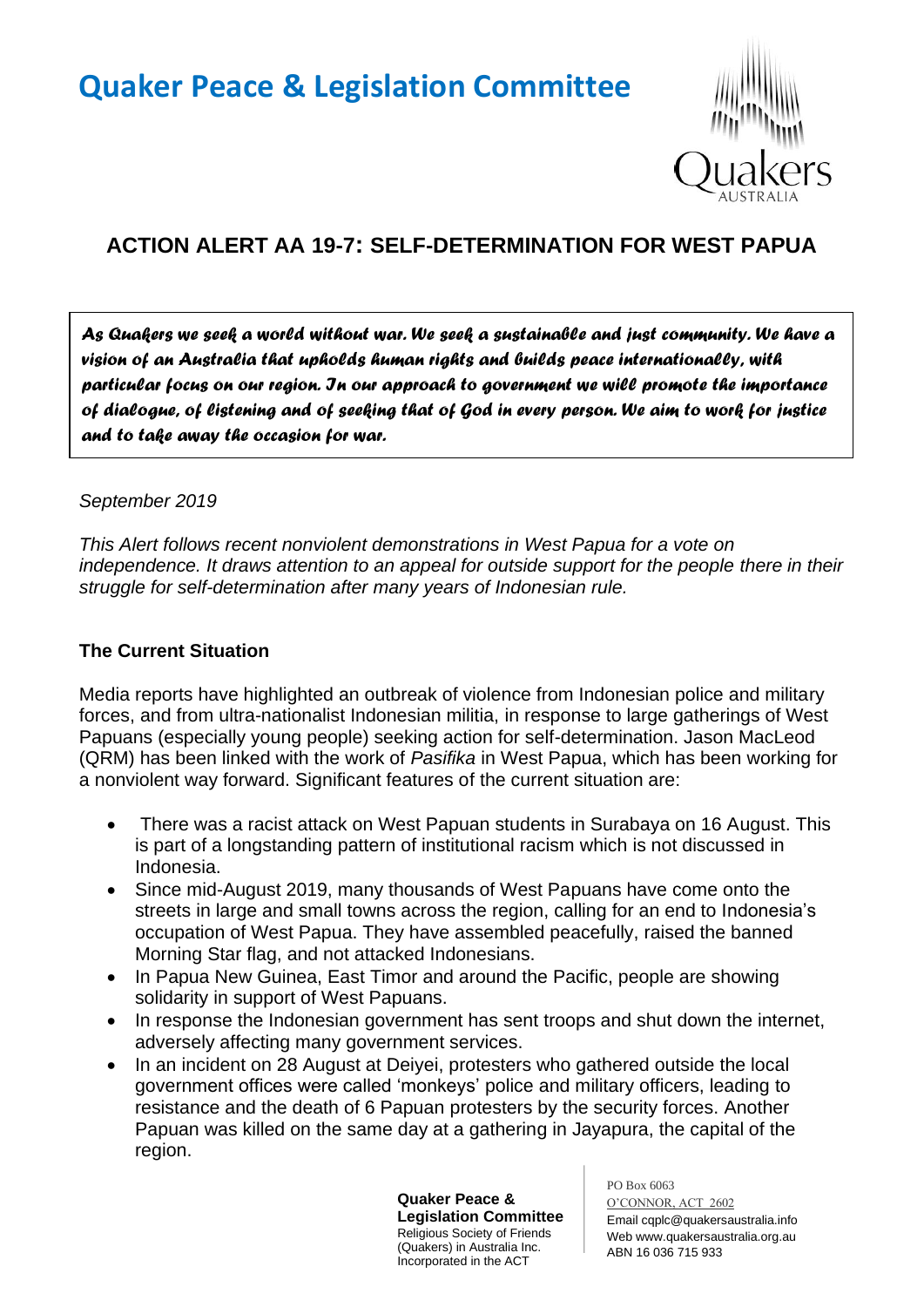# Quaker Peace & Legislation Committee

## ACTION ALERT AA 19-7: SELF-DETERMINATION FOR WEST PAPUA

> ***As Quakers we seek a world without war. We seek a sustainable and just community. We have a vision of an Australia that upholds human rights and builds peace internationally, with particular focus on our region. In our approach to government we will promote the importance of dialogue, of listening and of seeking that of God in every person. We aim to work for justice and to take away the occasion for war.***

*September 2019*

*This Alert follows recent nonviolent demonstrations in West Papua for a vote on independence. It draws attention to an appeal for outside support for the people there in their struggle for self-determination after many years of Indonesian rule.*

### The Current Situation

Media reports have highlighted an outbreak of violence from Indonesian police and military forces, and from ultra-nationalist Indonesian militia, in response to large gatherings of West Papuans (especially young people) seeking action for self-determination. Jason MacLeod (QRM) has been linked with the work of *Pasifika* in West Papua, which has been working for a nonviolent way forward. Significant features of the current situation are:

- There was a racist attack on West Papuan students in Surabaya on 16 August. This is part of a longstanding pattern of institutional racism which is not discussed in Indonesia.
- Since mid-August 2019, many thousands of West Papuans have come onto the streets in large and small towns across the region, calling for an end to Indonesia's occupation of West Papua. They have assembled peacefully, raised the banned Morning Star flag, and not attacked Indonesians.
- In Papua New Guinea, East Timor and around the Pacific, people are showing solidarity in support of West Papuans.
- In response the Indonesian government has sent troops and shut down the internet, adversely affecting many government services.
- In an incident on 28 August at Deiyei, protesters who gathered outside the local government offices were called 'monkeys' police and military officers, leading to resistance and the death of 6 Papuan protesters by the security forces. Another Papuan was killed on the same day at a gathering in Jayapura, the capital of the region.

**Quaker Peace & Legislation Committee**
Religious Society of Friends (Quakers) in Australia Inc.
Incorporated in the ACT

PO Box 6063
O'CONNOR, ACT 2602
Email cqplc@quakersaustralia.info
Web www.quakersaustralia.org.au
ABN 16 036 715 933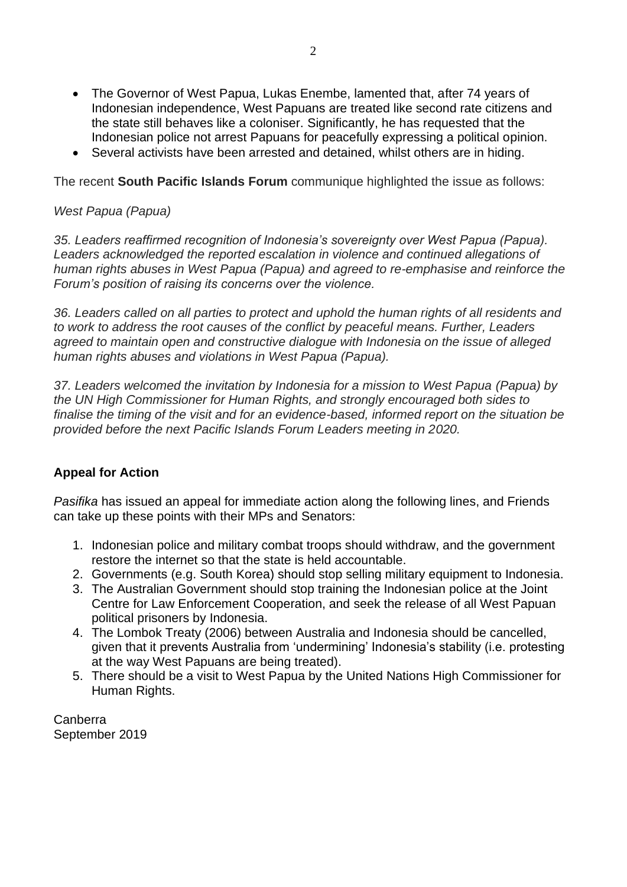- The Governor of West Papua, Lukas Enembe, lamented that, after 74 years of Indonesian independence, West Papuans are treated like second rate citizens and the state still behaves like a coloniser. Significantly, he has requested that the Indonesian police not arrest Papuans for peacefully expressing a political opinion.
- Several activists have been arrested and detained, whilst others are in hiding.

The recent **South Pacific Islands Forum** communique highlighted the issue as follows:

*West Papua (Papua)*

*35. Leaders reaffirmed recognition of Indonesia's sovereignty over West Papua (Papua). Leaders acknowledged the reported escalation in violence and continued allegations of human rights abuses in West Papua (Papua) and agreed to re-emphasise and reinforce the Forum's position of raising its concerns over the violence.*

*36. Leaders called on all parties to protect and uphold the human rights of all residents and to work to address the root causes of the conflict by peaceful means. Further, Leaders agreed to maintain open and constructive dialogue with Indonesia on the issue of alleged human rights abuses and violations in West Papua (Papua).*

*37. Leaders welcomed the invitation by Indonesia for a mission to West Papua (Papua) by the UN High Commissioner for Human Rights, and strongly encouraged both sides to finalise the timing of the visit and for an evidence-based, informed report on the situation be provided before the next Pacific Islands Forum Leaders meeting in 2020.*

## Appeal for Action

*Pasifika* has issued an appeal for immediate action along the following lines, and Friends can take up these points with their MPs and Senators:

1. Indonesian police and military combat troops should withdraw, and the government restore the internet so that the state is held accountable.
2. Governments (e.g. South Korea) should stop selling military equipment to Indonesia.
3. The Australian Government should stop training the Indonesian police at the Joint Centre for Law Enforcement Cooperation, and seek the release of all West Papuan political prisoners by Indonesia.
4. The Lombok Treaty (2006) between Australia and Indonesia should be cancelled, given that it prevents Australia from 'undermining' Indonesia's stability (i.e. protesting at the way West Papuans are being treated).
5. There should be a visit to West Papua by the United Nations High Commissioner for Human Rights.

Canberra
September 2019